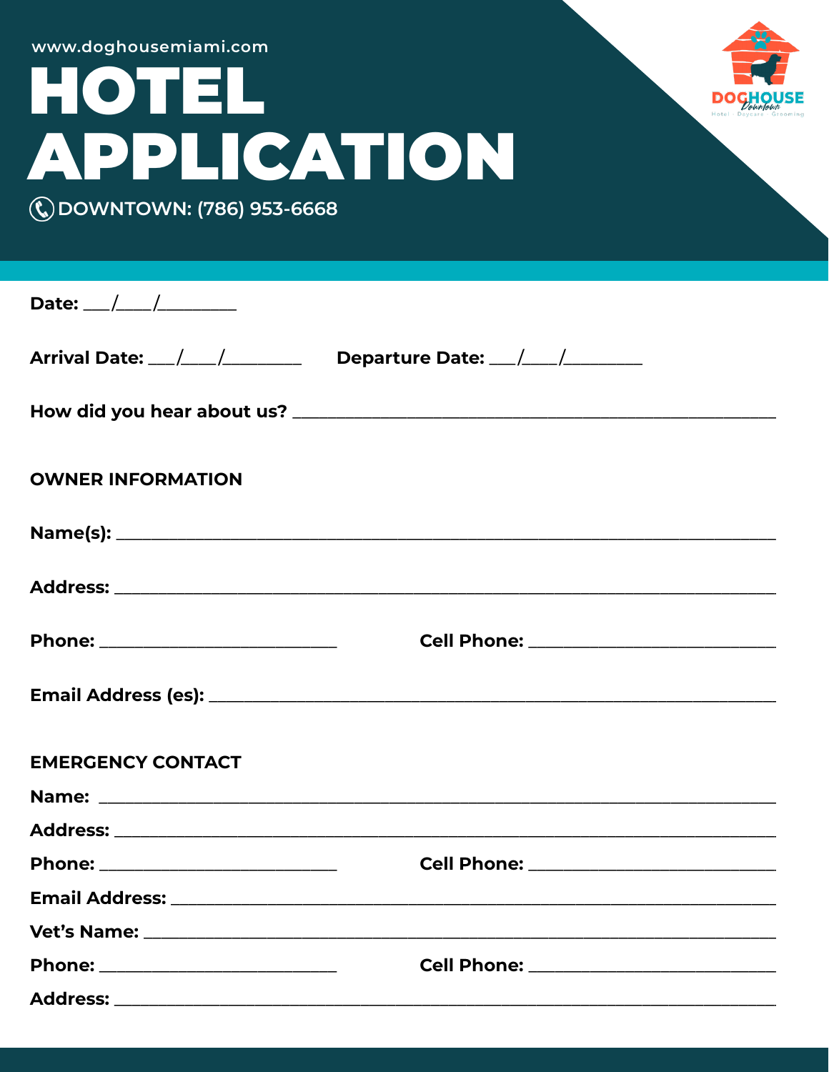www.doghousemiami.com

# HOTEL APPLICATION

DOWNTOWN: (786) 953-6668

DOGHOUSE Downtown
Hotel · Daycare · Grooming

**Date:** ___/____/_________

**Arrival Date:** ___/____/_________ **Departure Date:** ___/____/_________

**How did you hear about us?** _______________________________________________

## OWNER INFORMATION

**Name(s):** _______________________________________________________________

**Address:** _______________________________________________________________

**Phone:** ___________________________ **Cell Phone:** ____________________________

**Email Address (es):** _____________________________________________________

## EMERGENCY CONTACT

**Name:** _________________________________________________________________

**Address:** _______________________________________________________________

**Phone:** ___________________________ **Cell Phone:** ____________________________

**Email Address:** __________________________________________________________

**Vet's Name:** ____________________________________________________________

**Phone:** ___________________________ **Cell Phone:** ____________________________

**Address:** _______________________________________________________________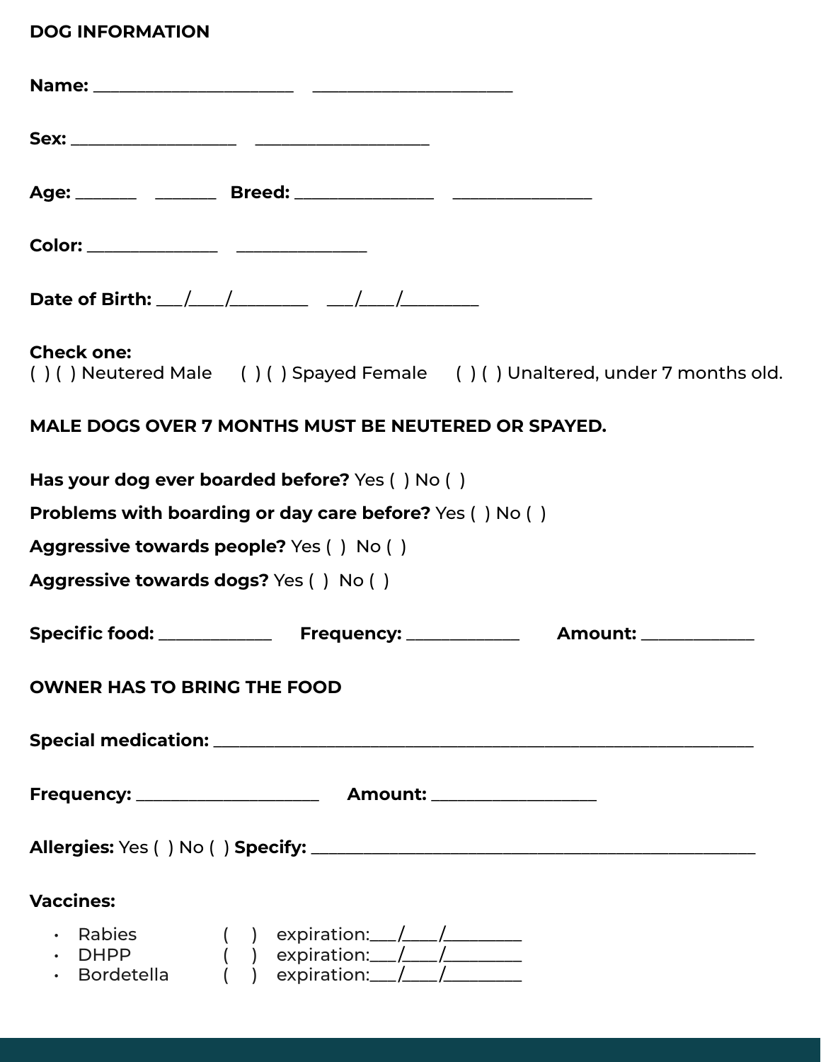## DOG INFORMATION

**Name:** ______________________ ______________________

**Sex:** ___________________ ___________________

**Age:** _______ _______ **Breed:** ________________ ________________

**Color:** _______________ _______________

**Date of Birth:** ___/____/_________ ___/____/_________

**Check one:**
( ) ( ) Neutered Male ( ) ( ) Spayed Female ( ) ( ) Unaltered, under 7 months old.

**MALE DOGS OVER 7 MONTHS MUST BE NEUTERED OR SPAYED.**

**Has your dog ever boarded before?** Yes ( ) No ( )

**Problems with boarding or day care before?** Yes ( ) No ( )

**Aggressive towards people?** Yes ( ) No ( )

**Aggressive towards dogs?** Yes ( ) No ( )

**Specific food:** _____________ **Frequency:** _____________ **Amount:** _____________

**OWNER HAS TO BRING THE FOOD**

**Special medication:** ______________________________________________________________

**Frequency:** _____________________ **Amount:** ___________________

**Allergies:** Yes ( ) No ( ) **Specify:** ___________________________________________________

**Vaccines:**

- Rabies ( ) expiration:___/____/_________
- DHPP ( ) expiration:___/____/_________
- Bordetella ( ) expiration:___/____/_________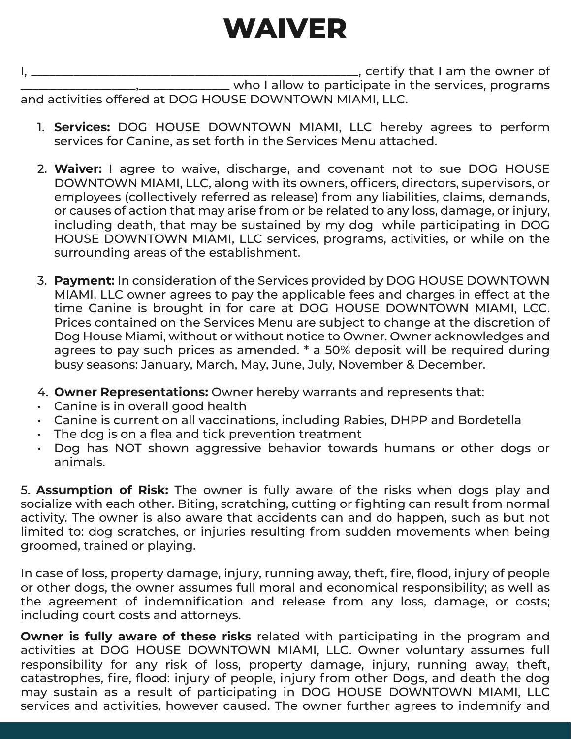# WAIVER

I, _____________________________________________________, certify that I am the owner of ___________________,_______________ who I allow to participate in the services, programs and activities offered at DOG HOUSE DOWNTOWN MIAMI, LLC.

1. **Services:** DOG HOUSE DOWNTOWN MIAMI, LLC hereby agrees to perform services for Canine, as set forth in the Services Menu attached.

2. **Waiver:** I agree to waive, discharge, and covenant not to sue DOG HOUSE DOWNTOWN MIAMI, LLC, along with its owners, officers, directors, supervisors, or employees (collectively referred as release) from any liabilities, claims, demands, or causes of action that may arise from or be related to any loss, damage, or injury, including death, that may be sustained by my dog while participating in DOG HOUSE DOWNTOWN MIAMI, LLC services, programs, activities, or while on the surrounding areas of the establishment.

3. **Payment:** In consideration of the Services provided by DOG HOUSE DOWNTOWN MIAMI, LLC owner agrees to pay the applicable fees and charges in effect at the time Canine is brought in for care at DOG HOUSE DOWNTOWN MIAMI, LCC. Prices contained on the Services Menu are subject to change at the discretion of Dog House Miami, without or without notice to Owner. Owner acknowledges and agrees to pay such prices as amended. * a 50% deposit will be required during busy seasons: January, March, May, June, July, November & December.

4. **Owner Representations:** Owner hereby warrants and represents that:

- Canine is in overall good health
- Canine is current on all vaccinations, including Rabies, DHPP and Bordetella
- The dog is on a flea and tick prevention treatment
- Dog has NOT shown aggressive behavior towards humans or other dogs or animals.

5. **Assumption of Risk:** The owner is fully aware of the risks when dogs play and socialize with each other. Biting, scratching, cutting or fighting can result from normal activity. The owner is also aware that accidents can and do happen, such as but not limited to: dog scratches, or injuries resulting from sudden movements when being groomed, trained or playing.

In case of loss, property damage, injury, running away, theft, fire, flood, injury of people or other dogs, the owner assumes full moral and economical responsibility; as well as the agreement of indemnification and release from any loss, damage, or costs; including court costs and attorneys.

**Owner is fully aware of these risks** related with participating in the program and activities at DOG HOUSE DOWNTOWN MIAMI, LLC. Owner voluntary assumes full responsibility for any risk of loss, property damage, injury, running away, theft, catastrophes, fire, flood: injury of people, injury from other Dogs, and death the dog may sustain as a result of participating in DOG HOUSE DOWNTOWN MIAMI, LLC services and activities, however caused. The owner further agrees to indemnify and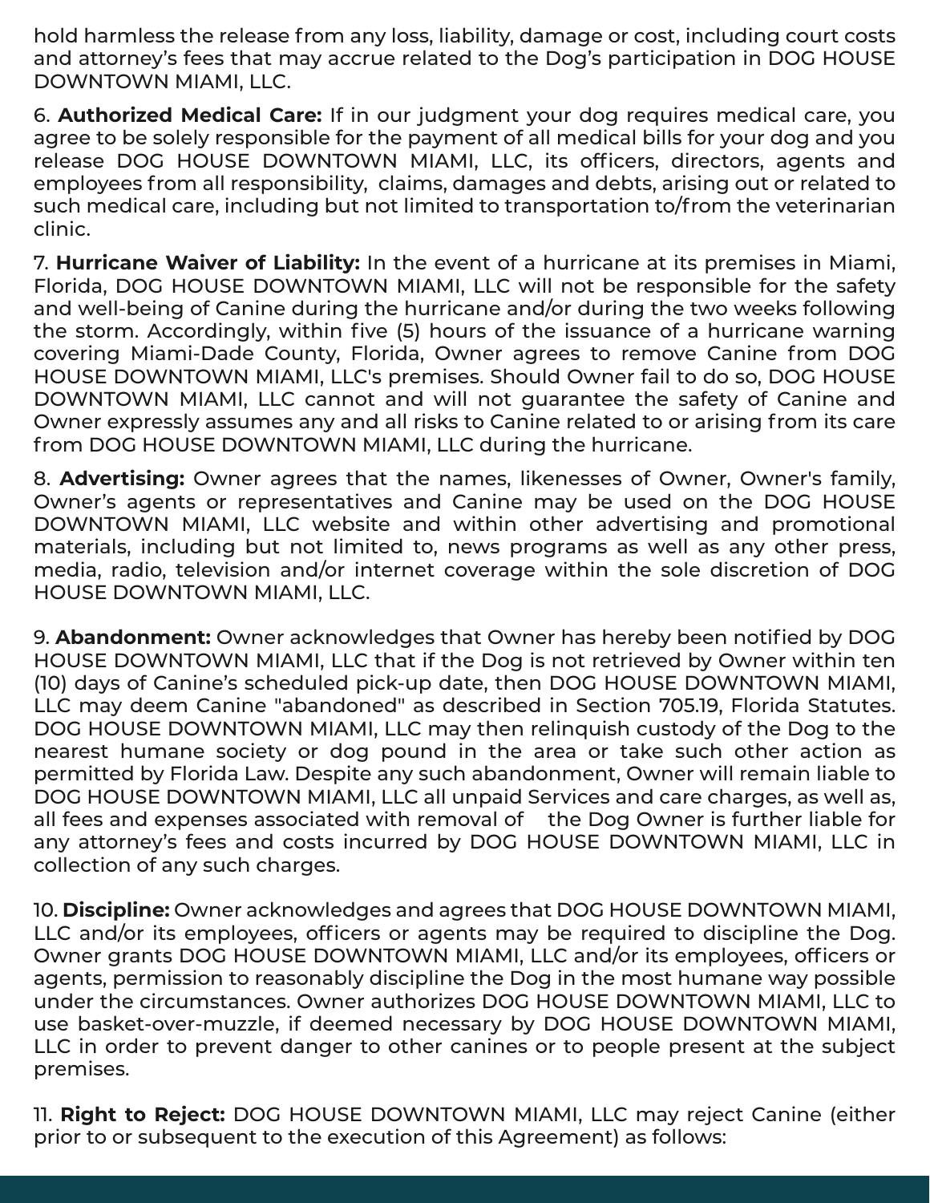hold harmless the release from any loss, liability, damage or cost, including court costs and attorney's fees that may accrue related to the Dog's participation in DOG HOUSE DOWNTOWN MIAMI, LLC.

6. **Authorized Medical Care:** If in our judgment your dog requires medical care, you agree to be solely responsible for the payment of all medical bills for your dog and you release DOG HOUSE DOWNTOWN MIAMI, LLC, its officers, directors, agents and employees from all responsibility, claims, damages and debts, arising out or related to such medical care, including but not limited to transportation to/from the veterinarian clinic.

7. **Hurricane Waiver of Liability:** In the event of a hurricane at its premises in Miami, Florida, DOG HOUSE DOWNTOWN MIAMI, LLC will not be responsible for the safety and well-being of Canine during the hurricane and/or during the two weeks following the storm. Accordingly, within five (5) hours of the issuance of a hurricane warning covering Miami-Dade County, Florida, Owner agrees to remove Canine from DOG HOUSE DOWNTOWN MIAMI, LLC's premises. Should Owner fail to do so, DOG HOUSE DOWNTOWN MIAMI, LLC cannot and will not guarantee the safety of Canine and Owner expressly assumes any and all risks to Canine related to or arising from its care from DOG HOUSE DOWNTOWN MIAMI, LLC during the hurricane.

8. **Advertising:** Owner agrees that the names, likenesses of Owner, Owner's family, Owner's agents or representatives and Canine may be used on the DOG HOUSE DOWNTOWN MIAMI, LLC website and within other advertising and promotional materials, including but not limited to, news programs as well as any other press, media, radio, television and/or internet coverage within the sole discretion of DOG HOUSE DOWNTOWN MIAMI, LLC.

9. **Abandonment:** Owner acknowledges that Owner has hereby been notified by DOG HOUSE DOWNTOWN MIAMI, LLC that if the Dog is not retrieved by Owner within ten (10) days of Canine's scheduled pick-up date, then DOG HOUSE DOWNTOWN MIAMI, LLC may deem Canine "abandoned" as described in Section 705.19, Florida Statutes. DOG HOUSE DOWNTOWN MIAMI, LLC may then relinquish custody of the Dog to the nearest humane society or dog pound in the area or take such other action as permitted by Florida Law. Despite any such abandonment, Owner will remain liable to DOG HOUSE DOWNTOWN MIAMI, LLC all unpaid Services and care charges, as well as, all fees and expenses associated with removal of the Dog Owner is further liable for any attorney's fees and costs incurred by DOG HOUSE DOWNTOWN MIAMI, LLC in collection of any such charges.

10. **Discipline:** Owner acknowledges and agrees that DOG HOUSE DOWNTOWN MIAMI, LLC and/or its employees, officers or agents may be required to discipline the Dog. Owner grants DOG HOUSE DOWNTOWN MIAMI, LLC and/or its employees, officers or agents, permission to reasonably discipline the Dog in the most humane way possible under the circumstances. Owner authorizes DOG HOUSE DOWNTOWN MIAMI, LLC to use basket-over-muzzle, if deemed necessary by DOG HOUSE DOWNTOWN MIAMI, LLC in order to prevent danger to other canines or to people present at the subject premises.

11. **Right to Reject:** DOG HOUSE DOWNTOWN MIAMI, LLC may reject Canine (either prior to or subsequent to the execution of this Agreement) as follows: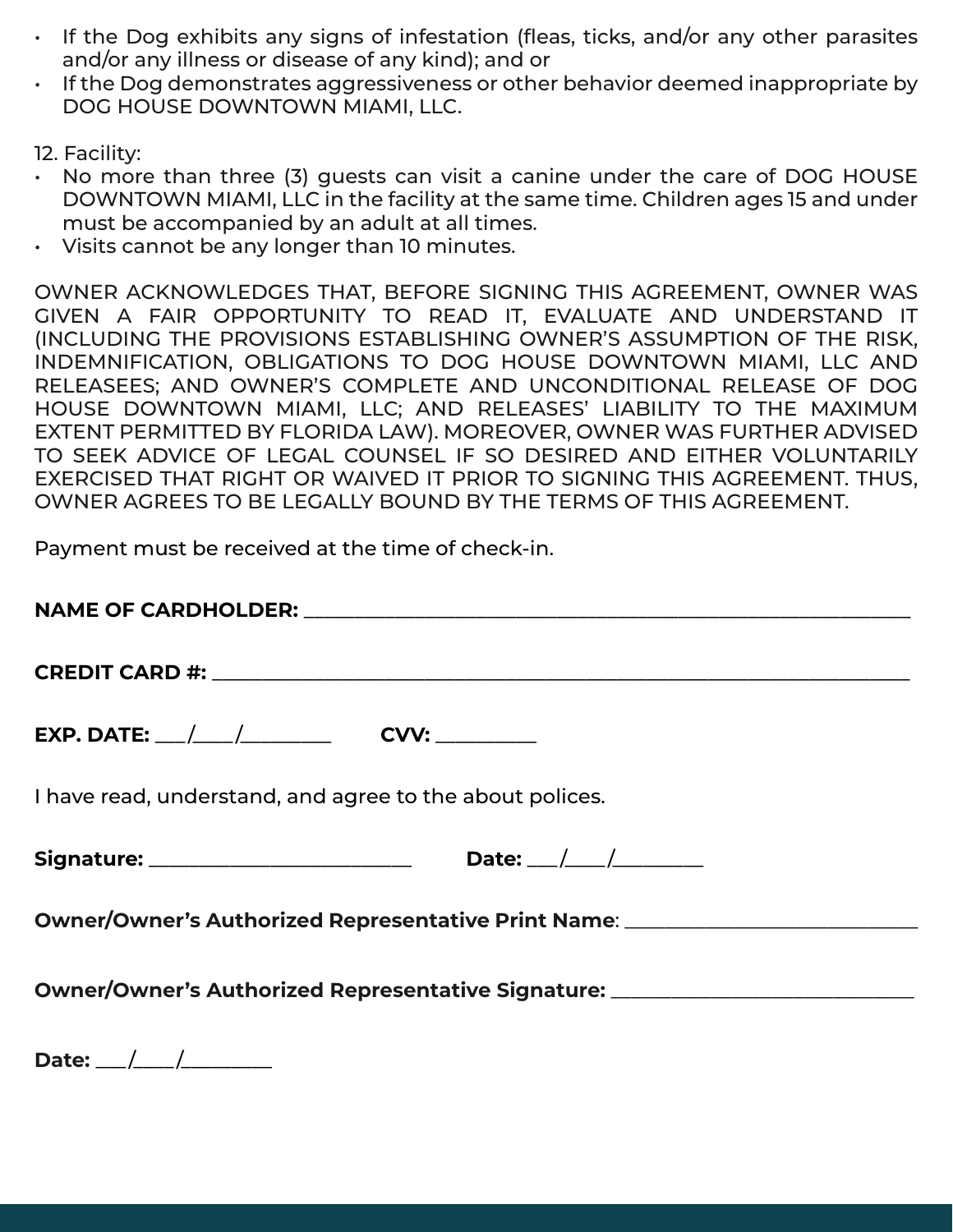- If the Dog exhibits any signs of infestation (fleas, ticks, and/or any other parasites and/or any illness or disease of any kind); and or
- If the Dog demonstrates aggressiveness or other behavior deemed inappropriate by DOG HOUSE DOWNTOWN MIAMI, LLC.

12. Facility:

- No more than three (3) guests can visit a canine under the care of DOG HOUSE DOWNTOWN MIAMI, LLC in the facility at the same time. Children ages 15 and under must be accompanied by an adult at all times.
- Visits cannot be any longer than 10 minutes.

OWNER ACKNOWLEDGES THAT, BEFORE SIGNING THIS AGREEMENT, OWNER WAS GIVEN A FAIR OPPORTUNITY TO READ IT, EVALUATE AND UNDERSTAND IT (INCLUDING THE PROVISIONS ESTABLISHING OWNER'S ASSUMPTION OF THE RISK, INDEMNIFICATION, OBLIGATIONS TO DOG HOUSE DOWNTOWN MIAMI, LLC AND RELEASEES; AND OWNER'S COMPLETE AND UNCONDITIONAL RELEASE OF DOG HOUSE DOWNTOWN MIAMI, LLC; AND RELEASES' LIABILITY TO THE MAXIMUM EXTENT PERMITTED BY FLORIDA LAW). MOREOVER, OWNER WAS FURTHER ADVISED TO SEEK ADVICE OF LEGAL COUNSEL IF SO DESIRED AND EITHER VOLUNTARILY EXERCISED THAT RIGHT OR WAIVED IT PRIOR TO SIGNING THIS AGREEMENT. THUS, OWNER AGREES TO BE LEGALLY BOUND BY THE TERMS OF THIS AGREEMENT.

Payment must be received at the time of check-in.

**NAME OF CARDHOLDER:** ______________________________________________

**CREDIT CARD #:** ______________________________________________

**EXP. DATE:** ___/____/________ **CVV:** _________

I have read, understand, and agree to the about polices.

**Signature:** _________________________ **Date:** ___/____/________

**Owner/Owner's Authorized Representative Print Name**: _________________________

**Owner/Owner's Authorized Representative Signature:** _________________________

**Date:** ___/____/________